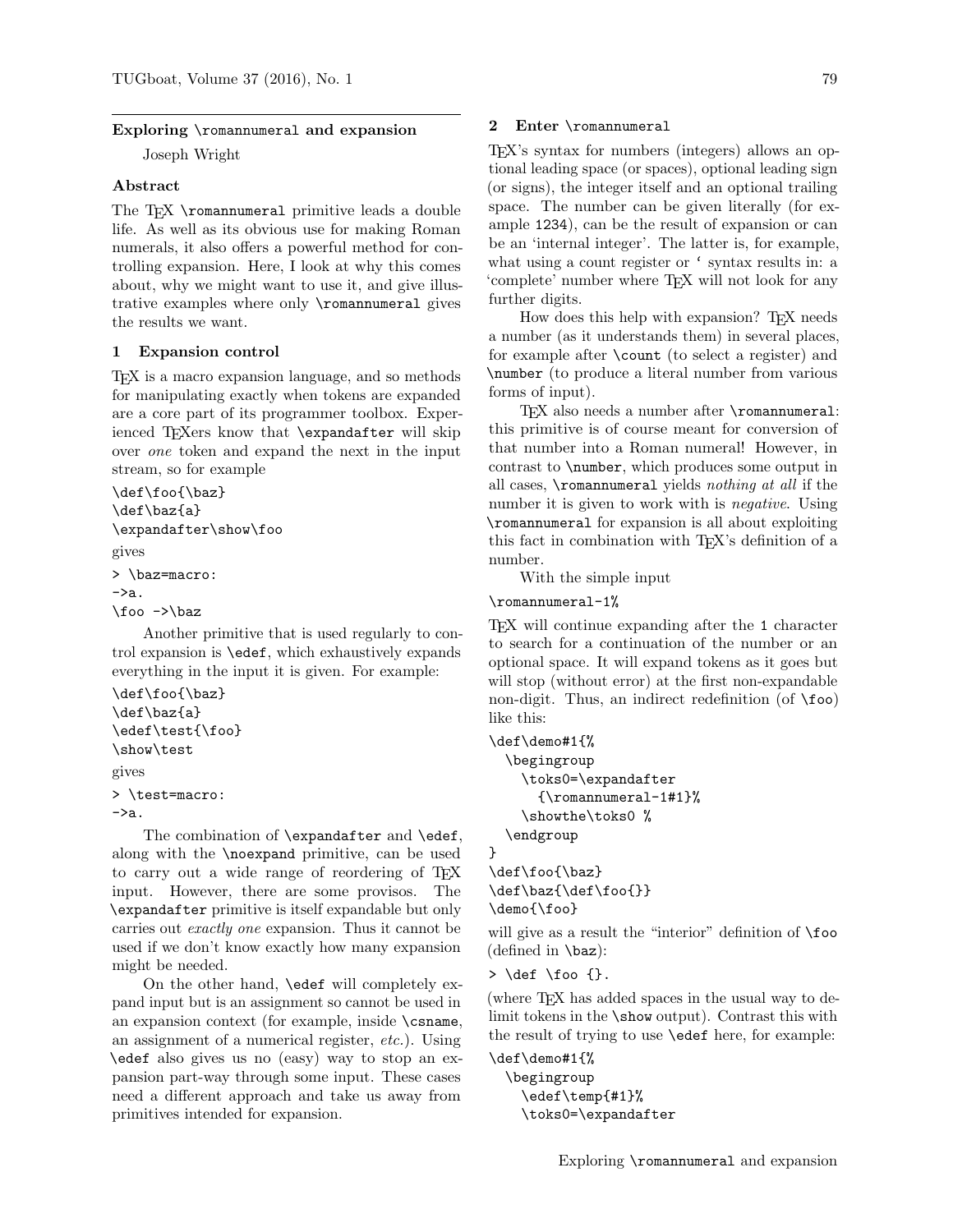## Exploring \romannumeral and expansion

Joseph Wright

### Abstract

The TeX \romannumeral primitive leads a double life. As well as its obvious use for making Roman numerals, it also offers a powerful method for controlling expansion. Here, I look at why this comes about, why we might want to use it, and give illustrative examples where only \romannumeral gives the results we want.

### 1 Expansion control

TeX is a macro expansion language, and so methods for manipulating exactly when tokens are expanded are a core part of its programmer toolbox. Experienced TeXers know that \expandafter will skip over *one* token and expand the next in the input stream, so for example

```
\def\foo{\baz}
\def\baz{a}
\expandafter\show\foo
```

gives

```
> \baz=macro:
->a.
\foo ->\baz
```

Another primitive that is used regularly to control expansion is \edef, which exhaustively expands everything in the input it is given. For example:

```
\def\foo{\baz}
\def\baz{a}
\edef\test{\foo}
\show\test
```

gives

```
> \test=macro:
->a.
```

The combination of \expandafter and \edef, along with the \noexpand primitive, can be used to carry out a wide range of reordering of TeX input. However, there are some provisos. The \expandafter primitive is itself expandable but only carries out *exactly one* expansion. Thus it cannot be used if we don't know exactly how many expansion might be needed.

On the other hand, \edef will completely expand input but is an assignment so cannot be used in an expansion context (for example, inside \csname, an assignment of a numerical register, *etc.*). Using \edef also gives us no (easy) way to stop an expansion part-way through some input. These cases need a different approach and take us away from primitives intended for expansion.

### 2 Enter \romannumeral

TeX's syntax for numbers (integers) allows an optional leading space (or spaces), optional leading sign (or signs), the integer itself and an optional trailing space. The number can be given literally (for example 1234), can be the result of expansion or can be an 'internal integer'. The latter is, for example, what using a count register or ` syntax results in: a 'complete' number where TeX will not look for any further digits.

How does this help with expansion? TeX needs a number (as it understands them) in several places, for example after \count (to select a register) and \number (to produce a literal number from various forms of input).

TeX also needs a number after \romannumeral: this primitive is of course meant for conversion of that number into a Roman numeral! However, in contrast to \number, which produces some output in all cases, \romannumeral yields *nothing at all* if the number it is given to work with is *negative*. Using \romannumeral for expansion is all about exploiting this fact in combination with TeX's definition of a number.

With the simple input

```
\romannumeral-1%
```

TeX will continue expanding after the 1 character to search for a continuation of the number or an optional space. It will expand tokens as it goes but will stop (without error) at the first non-expandable non-digit. Thus, an indirect redefinition (of \foo) like this:

```
\def\demo#1{%
  \begingroup
    \toks0=\expandafter
      {\romannumeral-1#1}%
    \showthe\toks0 %
  \endgroup
}
\def\foo{\baz}
\def\baz{\def\foo{}}
\demo{\foo}
```

will give as a result the "interior" definition of \foo (defined in \baz):

```
> \def \foo {}.
```

(where TeX has added spaces in the usual way to delimit tokens in the \show output). Contrast this with the result of trying to use \edef here, for example:

```
\def\demo#1{%
  \begingroup
    \edef\temp{#1}%
    \toks0=\expandafter
```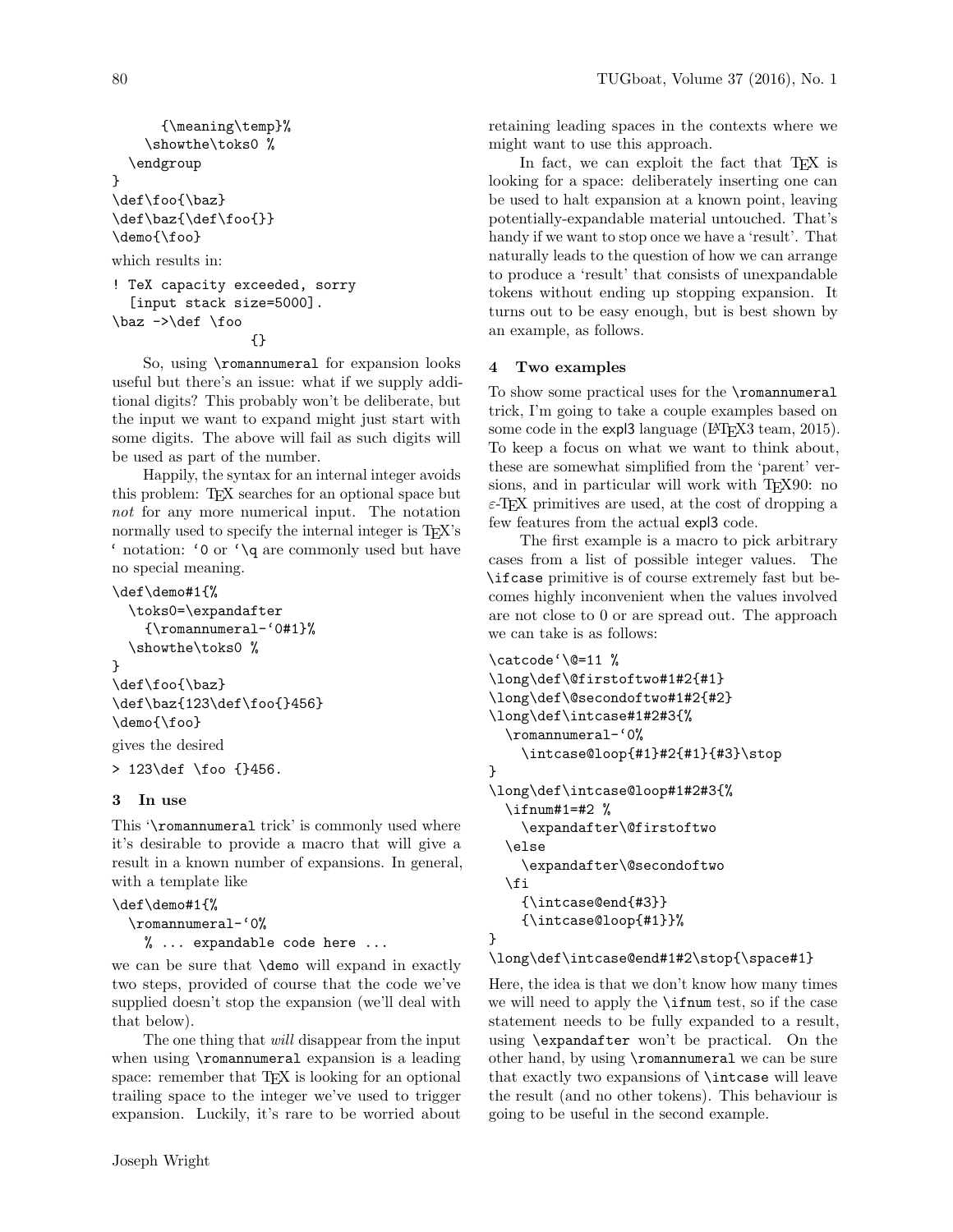```
    {\meaning\temp}%
  \showthe\toks0 %
 \endgroup
}
\def\foo{\baz}
\def\baz{\def\foo{}}
\demo{\foo}
```

which results in:

```
! TeX capacity exceeded, sorry
  [input stack size=5000].
\baz ->\def \foo
                {}
```

So, using `\romannumeral` for expansion looks useful but there's an issue: what if we supply additional digits? This probably won't be deliberate, but the input we want to expand might just start with some digits. The above will fail as such digits will be used as part of the number.

Happily, the syntax for an internal integer avoids this problem: TeX searches for an optional space but *not* for any more numerical input. The notation normally used to specify the internal integer is TeX's ` notation: `0 or `\q are commonly used but have no special meaning.

```
\def\demo#1{%
  \toks0=\expandafter
    {\romannumeral-`0#1}%
  \showthe\toks0 %
}
\def\foo{\baz}
\def\baz{123\def\foo{}456}
\demo{\foo}
```

gives the desired

```
> 123\def \foo {}456.
```

## 3 In use

This '`\romannumeral` trick' is commonly used where it's desirable to provide a macro that will give a result in a known number of expansions. In general, with a template like

```
\def\demo#1{%
  \romannumeral-`0%
    % ... expandable code here ...
```

we can be sure that `\demo` will expand in exactly two steps, provided of course that the code we've supplied doesn't stop the expansion (we'll deal with that below).

The one thing that *will* disappear from the input when using `\romannumeral` expansion is a leading space: remember that TeX is looking for an optional trailing space to the integer we've used to trigger expansion. Luckily, it's rare to be worried about retaining leading spaces in the contexts where we might want to use this approach.

In fact, we can exploit the fact that TeX is looking for a space: deliberately inserting one can be used to halt expansion at a known point, leaving potentially-expandable material untouched. That's handy if we want to stop once we have a 'result'. That naturally leads to the question of how we can arrange to produce a 'result' that consists of unexpandable tokens without ending up stopping expansion. It turns out to be easy enough, but is best shown by an example, as follows.

## 4 Two examples

To show some practical uses for the `\romannumeral` trick, I'm going to take a couple examples based on some code in the expl3 language (LaTeX3 team, 2015). To keep a focus on what we want to think about, these are somewhat simplified from the 'parent' versions, and in particular will work with TeX90: no ε-TeX primitives are used, at the cost of dropping a few features from the actual expl3 code.

The first example is a macro to pick arbitrary cases from a list of possible integer values. The `\ifcase` primitive is of course extremely fast but becomes highly inconvenient when the values involved are not close to 0 or are spread out. The approach we can take is as follows:

```
\catcode`\@=11 %
\long\def\@firstoftwo#1#2{#1}
\long\def\@secondoftwo#1#2{#2}
\long\def\intcase#1#2#3{%
  \romannumeral-`0%
    \intcase@loop{#1}#2{#1}{#3}\stop
}
\long\def\intcase@loop#1#2#3{%
  \ifnum#1=#2 %
    \expandafter\@firstoftwo
  \else
    \expandafter\@secondoftwo
  \fi
    {\intcase@end{#3}}
    {\intcase@loop{#1}}%
}
\long\def\intcase@end#1#2\stop{\space#1}
```

Here, the idea is that we don't know how many times we will need to apply the `\ifnum` test, so if the case statement needs to be fully expanded to a result, using `\expandafter` won't be practical. On the other hand, by using `\romannumeral` we can be sure that exactly two expansions of `\intcase` will leave the result (and no other tokens). This behaviour is going to be useful in the second example.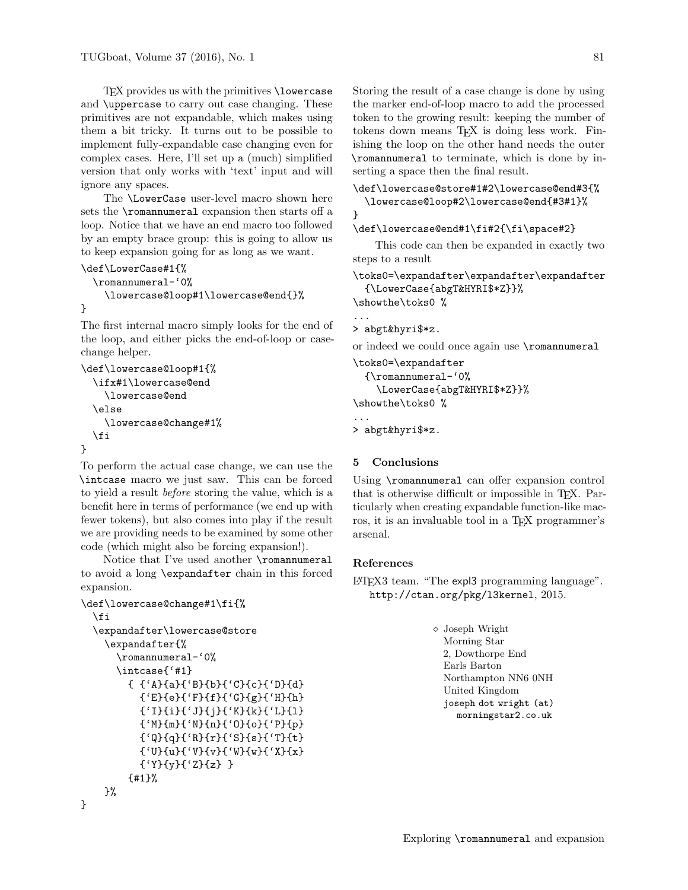TeX provides us with the primitives \lowercase and \uppercase to carry out case changing. These primitives are not expandable, which makes using them a bit tricky. It turns out to be possible to implement fully-expandable case changing even for complex cases. Here, I'll set up a (much) simplified version that only works with 'text' input and will ignore any spaces.

The \LowerCase user-level macro shown here sets the \romannumeral expansion then starts off a loop. Notice that we have an end macro too followed by an empty brace group: this is going to allow us to keep expansion going for as long as we want.

```
\def\LowerCase#1{%
  \romannumeral-`0%
    \lowercase@loop#1\lowercase@end{}%
}
```

The first internal macro simply looks for the end of the loop, and either picks the end-of-loop or case-change helper.

```
\def\lowercase@loop#1{%
  \ifx#1\lowercase@end
    \lowercase@end
  \else
    \lowercase@change#1%
  \fi
}
```

To perform the actual case change, we can use the \intcase macro we just saw. This can be forced to yield a result *before* storing the value, which is a benefit here in terms of performance (we end up with fewer tokens), but also comes into play if the result we are providing needs to be examined by some other code (which might also be forcing expansion!).

Notice that I've used another \romannumeral to avoid a long \expandafter chain in this forced expansion.

```
\def\lowercase@change#1\fi{%
  \fi
  \expandafter\lowercase@store
    \expandafter{%
      \romannumeral-`0%
      \intcase{`#1}
        { {`A}{a}{`B}{b}{`C}{c}{`D}{d}
          {`E}{e}{`F}{f}{`G}{g}{`H}{h}
          {`I}{i}{`J}{j}{`K}{k}{`L}{l}
          {`M}{m}{`N}{n}{`O}{o}{`P}{p}
          {`Q}{q}{`R}{r}{`S}{s}{`T}{t}
          {`U}{u}{`V}{v}{`W}{w}{`X}{x}
          {`Y}{y}{`Z}{z} }
        {#1}%
    }%
}
```

Storing the result of a case change is done by using the marker end-of-loop macro to add the processed token to the growing result: keeping the number of tokens down means TeX is doing less work. Finishing the loop on the other hand needs the outer \romannumeral to terminate, which is done by inserting a space then the final result.

```
\def\lowercase@store#1#2\lowercase@end#3{%
  \lowercase@loop#2\lowercase@end{#3#1}%
}
\def\lowercase@end#1\fi#2{\fi\space#2}
```

This code can then be expanded in exactly two steps to a result

```
\toks0=\expandafter\expandafter\expandafter
  {\LowerCase{abgT&HYRI$*Z}}%
\showthe\toks0 %
...
> abgt&hyri$*z.
```

or indeed we could once again use \romannumeral

```
\toks0=\expandafter
  {\romannumeral-`0%
    \LowerCase{abgT&HYRI$*Z}}%
\showthe\toks0 %
...
> abgt&hyri$*z.
```

## 5 Conclusions

Using \romannumeral can offer expansion control that is otherwise difficult or impossible in TeX. Particularly when creating expandable function-like macros, it is an invaluable tool in a TeX programmer's arsenal.

## References

LaTeX3 team. "The expl3 programming language". http://ctan.org/pkg/l3kernel, 2015.

◇ Joseph Wright
Morning Star
2, Dowthorpe End
Earls Barton
Northampton NN6 0NH
United Kingdom
joseph dot wright (at) morningstar2.co.uk